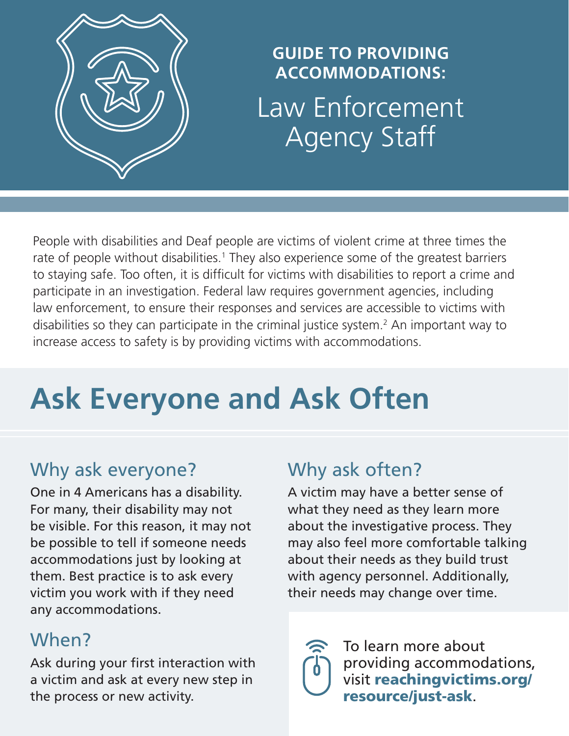**GUIDE TO PROVIDING ACCOMMODATIONS:**

# Law Enforcement Agency Staff

People with disabilities and Deaf people are victims of violent crime at three times the rate of people without disabilities.[1] They also experience some of the greatest barriers to staying safe. Too often, it is difficult for victims with disabilities to report a crime and participate in an investigation. Federal law requires government agencies, including law enforcement, to ensure their responses and services are accessible to victims with disabilities so they can participate in the criminal justice system.[2] An important way to increase access to safety is by providing victims with accommodations.

## Ask Everyone and Ask Often

### Why ask everyone?

One in 4 Americans has a disability. For many, their disability may not be visible. For this reason, it may not be possible to tell if someone needs accommodations just by looking at them. Best practice is to ask every victim you work with if they need any accommodations.

### When?

Ask during your first interaction with a victim and ask at every new step in the process or new activity.

### Why ask often?

A victim may have a better sense of what they need as they learn more about the investigative process. They may also feel more comfortable talking about their needs as they build trust with agency personnel. Additionally, their needs may change over time.

To learn more about providing accommodations, visit **reachingvictims.org/resource/just-ask**.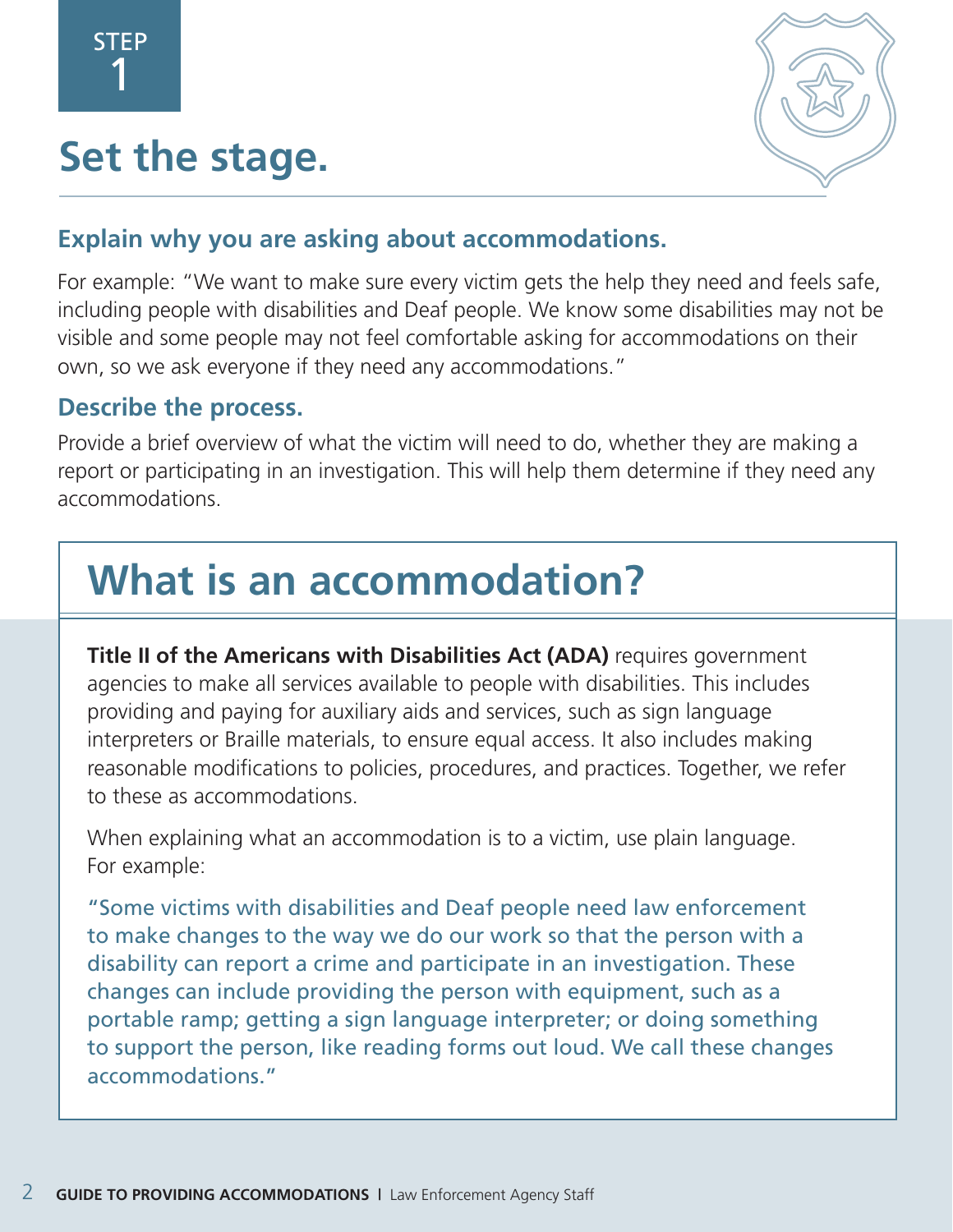STEP 1

# Set the stage.

### Explain why you are asking about accommodations.

For example: "We want to make sure every victim gets the help they need and feels safe, including people with disabilities and Deaf people. We know some disabilities may not be visible and some people may not feel comfortable asking for accommodations on their own, so we ask everyone if they need any accommodations."

### Describe the process.

Provide a brief overview of what the victim will need to do, whether they are making a report or participating in an investigation. This will help them determine if they need any accommodations.

## What is an accommodation?

**Title II of the Americans with Disabilities Act (ADA)** requires government agencies to make all services available to people with disabilities. This includes providing and paying for auxiliary aids and services, such as sign language interpreters or Braille materials, to ensure equal access. It also includes making reasonable modifications to policies, procedures, and practices. Together, we refer to these as accommodations.

When explaining what an accommodation is to a victim, use plain language. For example:

"Some victims with disabilities and Deaf people need law enforcement to make changes to the way we do our work so that the person with a disability can report a crime and participate in an investigation. These changes can include providing the person with equipment, such as a portable ramp; getting a sign language interpreter; or doing something to support the person, like reading forms out loud. We call these changes accommodations."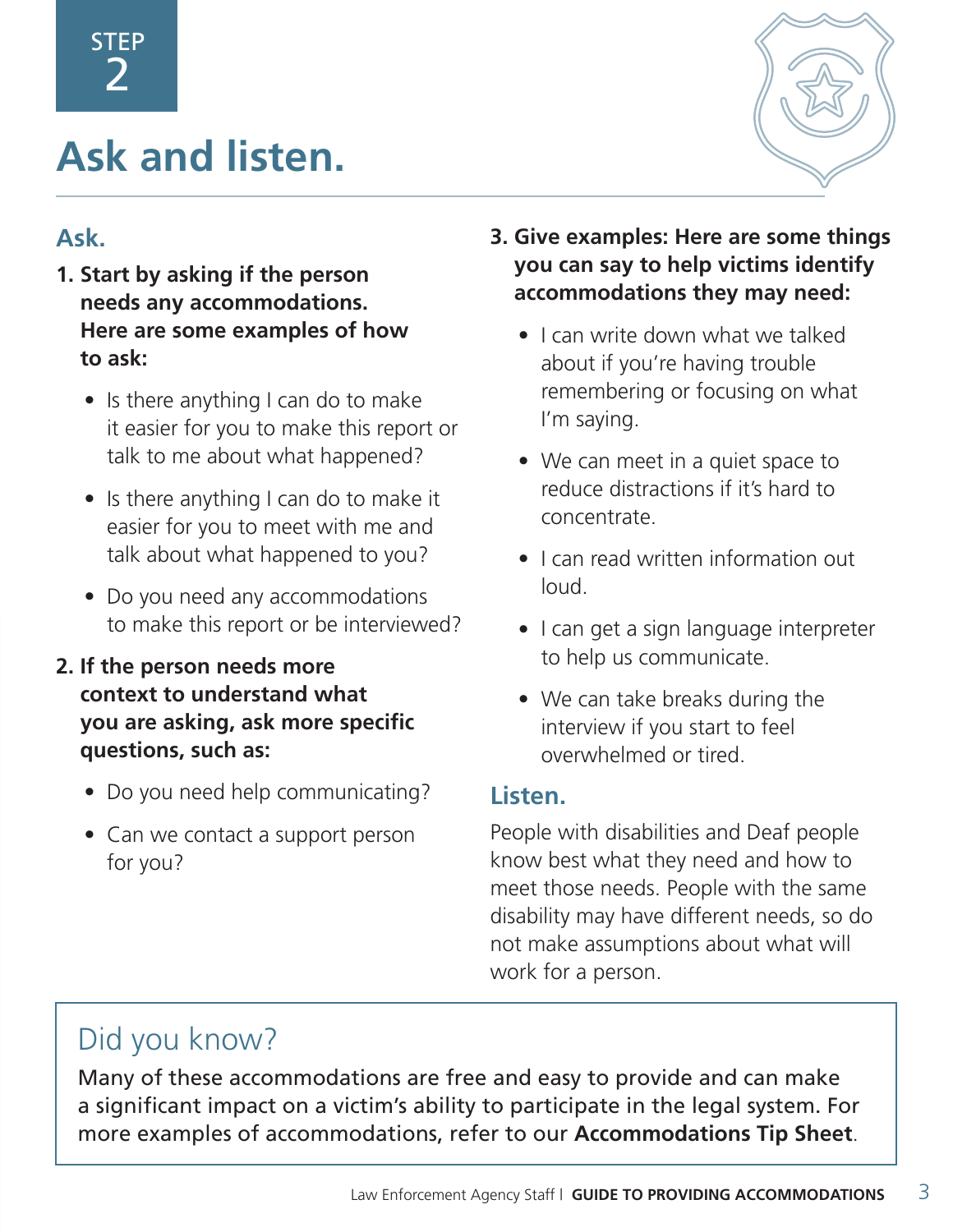STEP 2

# Ask and listen.

## Ask.

1. **Start by asking if the person needs any accommodations. Here are some examples of how to ask:**
   - Is there anything I can do to make it easier for you to make this report or talk to me about what happened?
   - Is there anything I can do to make it easier for you to meet with me and talk about what happened to you?
   - Do you need any accommodations to make this report or be interviewed?
2. **If the person needs more context to understand what you are asking, ask more specific questions, such as:**
   - Do you need help communicating?
   - Can we contact a support person for you?
3. **Give examples: Here are some things you can say to help victims identify accommodations they may need:**
   - I can write down what we talked about if you're having trouble remembering or focusing on what I'm saying.
   - We can meet in a quiet space to reduce distractions if it's hard to concentrate.
   - I can read written information out loud.
   - I can get a sign language interpreter to help us communicate.
   - We can take breaks during the interview if you start to feel overwhelmed or tired.

## Listen.

People with disabilities and Deaf people know best what they need and how to meet those needs. People with the same disability may have different needs, so do not make assumptions about what will work for a person.

## Did you know?

Many of these accommodations are free and easy to provide and can make a significant impact on a victim's ability to participate in the legal system. For more examples of accommodations, refer to our **Accommodations Tip Sheet**.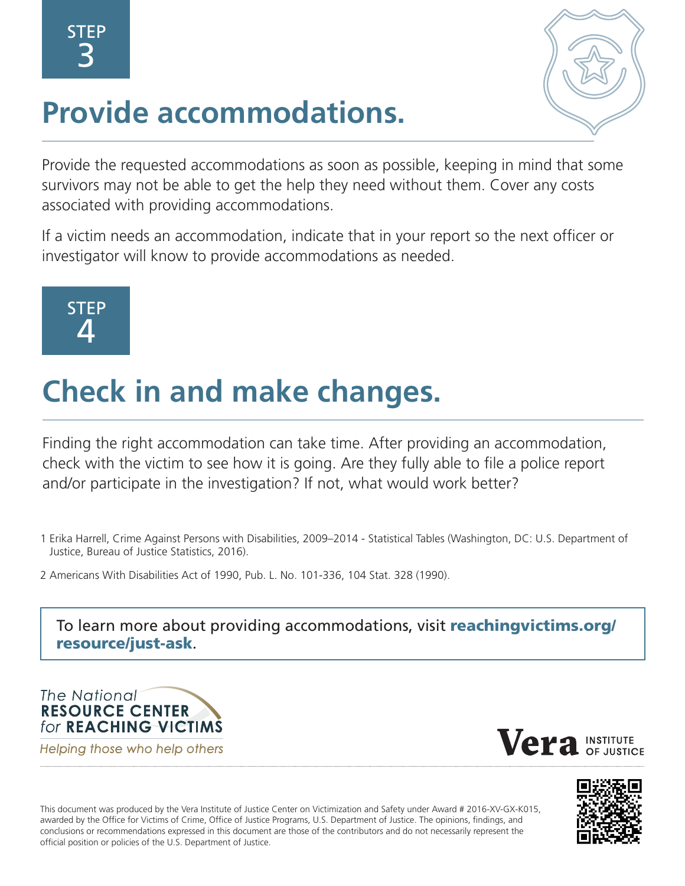STEP 3

## Provide accommodations.

Provide the requested accommodations as soon as possible, keeping in mind that some survivors may not be able to get the help they need without them. Cover any costs associated with providing accommodations.

If a victim needs an accommodation, indicate that in your report so the next officer or investigator will know to provide accommodations as needed.

STEP 4

## Check in and make changes.

Finding the right accommodation can take time. After providing an accommodation, check with the victim to see how it is going. Are they fully able to file a police report and/or participate in the investigation? If not, what would work better?

1 Erika Harrell, Crime Against Persons with Disabilities, 2009–2014 - Statistical Tables (Washington, DC: U.S. Department of Justice, Bureau of Justice Statistics, 2016).

2 Americans With Disabilities Act of 1990, Pub. L. No. 101-336, 104 Stat. 328 (1990).

To learn more about providing accommodations, visit **reachingvictims.org/resource/just-ask**.

The National RESOURCE CENTER for REACHING VICTIMS

*Helping those who help others*

Vera INSTITUTE OF JUSTICE

This document was produced by the Vera Institute of Justice Center on Victimization and Safety under Award # 2016-XV-GX-K015, awarded by the Office for Victims of Crime, Office of Justice Programs, U.S. Department of Justice. The opinions, findings, and conclusions or recommendations expressed in this document are those of the contributors and do not necessarily represent the official position or policies of the U.S. Department of Justice.